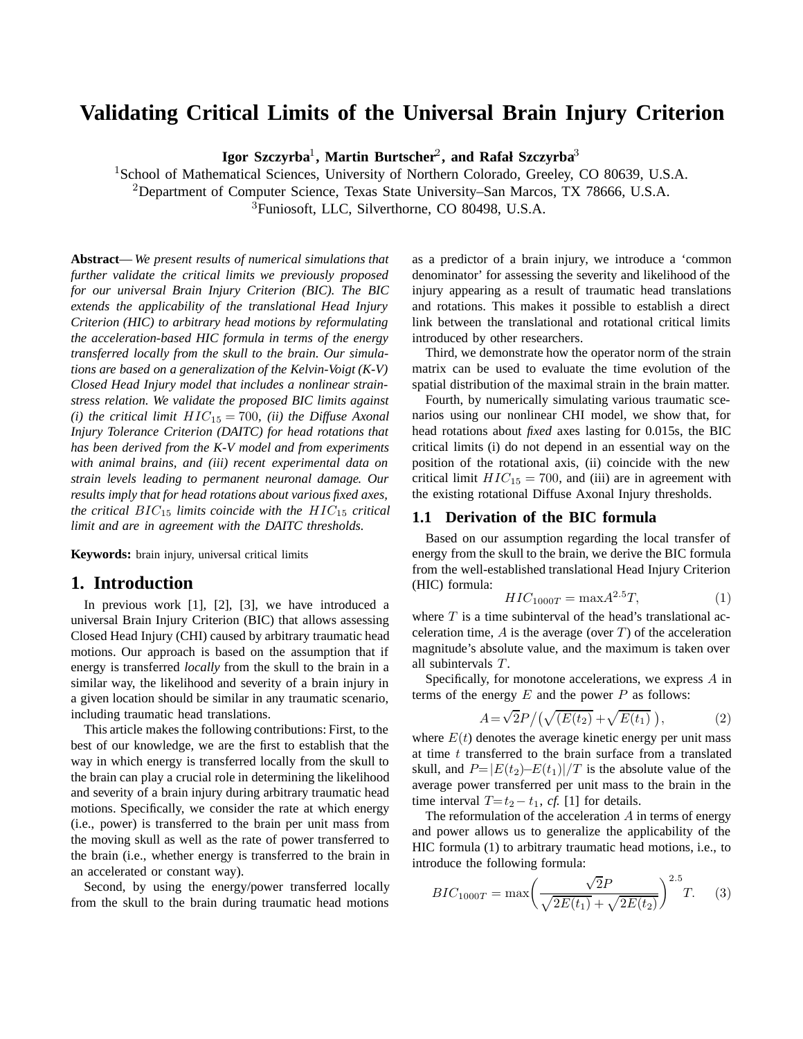# Validating Critical Limits of the Universal Brain Injury Criterion

**Igor Szczyrba**[1], **Martin Burtscher**[2], **and Rafał Szczyrba**[3]

[1]School of Mathematical Sciences, University of Northern Colorado, Greeley, CO 80639, U.S.A.
[2]Department of Computer Science, Texas State University–San Marcos, TX 78666, U.S.A.
[3]Funiosoft, LLC, Silverthorne, CO 80498, U.S.A.

**Abstract**— *We present results of numerical simulations that further validate the critical limits we previously proposed for our universal Brain Injury Criterion (BIC). The BIC extends the applicability of the translational Head Injury Criterion (HIC) to arbitrary head motions by reformulating the acceleration-based HIC formula in terms of the energy transferred locally from the skull to the brain. Our simulations are based on a generalization of the Kelvin-Voigt (K-V) Closed Head Injury model that includes a nonlinear strain-stress relation. We validate the proposed BIC limits against (i) the critical limit $HIC_{15} = 700$, (ii) the Diffuse Axonal Injury Tolerance Criterion (DAITC) for head rotations that has been derived from the K-V model and from experiments with animal brains, and (iii) recent experimental data on strain levels leading to permanent neuronal damage. Our results imply that for head rotations about various fixed axes, the critical $BIC_{15}$ limits coincide with the $HIC_{15}$ critical limit and are in agreement with the DAITC thresholds.*

**Keywords:** brain injury, universal critical limits

## 1. Introduction

In previous work [1], [2], [3], we have introduced a universal Brain Injury Criterion (BIC) that allows assessing Closed Head Injury (CHI) caused by arbitrary traumatic head motions. Our approach is based on the assumption that if energy is transferred *locally* from the skull to the brain in a similar way, the likelihood and severity of a brain injury in a given location should be similar in any traumatic scenario, including traumatic head translations.

This article makes the following contributions: First, to the best of our knowledge, we are the first to establish that the way in which energy is transferred locally from the skull to the brain can play a crucial role in determining the likelihood and severity of a brain injury during arbitrary traumatic head motions. Specifically, we consider the rate at which energy (i.e., power) is transferred to the brain per unit mass from the moving skull as well as the rate of power transferred to the brain (i.e., whether energy is transferred to the brain in an accelerated or constant way).

Second, by using the energy/power transferred locally from the skull to the brain during traumatic head motions as a predictor of a brain injury, we introduce a 'common denominator' for assessing the severity and likelihood of the injury appearing as a result of traumatic head translations and rotations. This makes it possible to establish a direct link between the translational and rotational critical limits introduced by other researchers.

Third, we demonstrate how the operator norm of the strain matrix can be used to evaluate the time evolution of the spatial distribution of the maximal strain in the brain matter.

Fourth, by numerically simulating various traumatic scenarios using our nonlinear CHI model, we show that, for head rotations about *fixed* axes lasting for 0.015s, the BIC critical limits (i) do not depend in an essential way on the position of the rotational axis, (ii) coincide with the new critical limit $HIC_{15} = 700$, and (iii) are in agreement with the existing rotational Diffuse Axonal Injury thresholds.

### 1.1 Derivation of the BIC formula

Based on our assumption regarding the local transfer of energy from the skull to the brain, we derive the BIC formula from the well-established translational Head Injury Criterion (HIC) formula:

$$HIC_{1000T} = \max A^{2.5} T, \tag{1}$$

where $T$ is a time subinterval of the head's translational acceleration time, $A$ is the average (over $T$) of the acceleration magnitude's absolute value, and the maximum is taken over all subintervals $T$.

Specifically, for monotone accelerations, we express $A$ in terms of the energy $E$ and the power $P$ as follows:

$$A = \sqrt{2}P \big/ \left( \sqrt{(E(t_2)} + \sqrt{E(t_1)} \right), \tag{2}$$

where $E(t)$ denotes the average kinetic energy per unit mass at time $t$ transferred to the brain surface from a translated skull, and $P = |E(t_2) – E(t_1)|/T$ is the absolute value of the average power transferred per unit mass to the brain in the time interval $T = t_2 - t_1$, *cf.* [1] for details.

The reformulation of the acceleration $A$ in terms of energy and power allows us to generalize the applicability of the HIC formula (1) to arbitrary traumatic head motions, i.e., to introduce the following formula:

$$BIC_{1000T} = \max \left( \frac{\sqrt{2}P}{\sqrt{2E(t_1)} + \sqrt{2E(t_2)}} \right)^{2.5} T. \tag{3}$$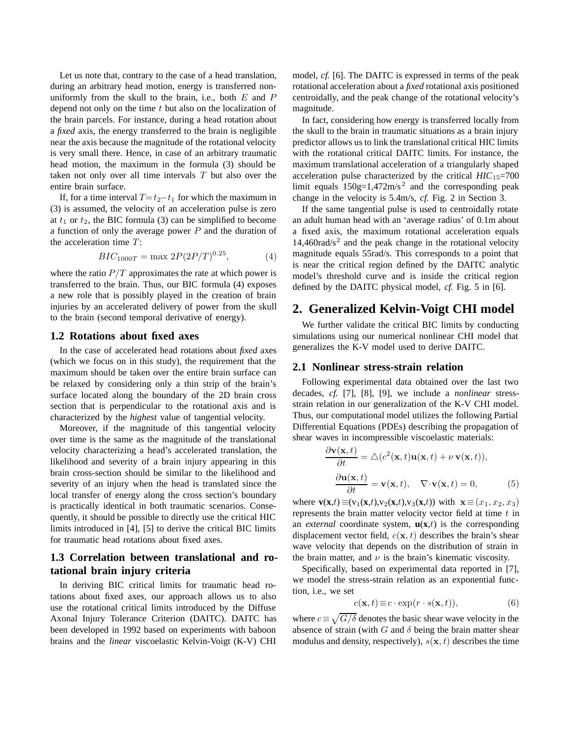Let us note that, contrary to the case of a head translation, during an arbitrary head motion, energy is transferred non-uniformly from the skull to the brain, i.e., both $E$ and $P$ depend not only on the time $t$ but also on the localization of the brain parcels. For instance, during a head rotation about a *fixed* axis, the energy transferred to the brain is negligible near the axis because the magnitude of the rotational velocity is very small there. Hence, in case of an arbitrary traumatic head motion, the maximum in the formula (3) should be taken not only over all time intervals $T$ but also over the entire brain surface.

If, for a time interval $T = t_2 - t_1$ for which the maximum in (3) is assumed, the velocity of an acceleration pulse is zero at $t_1$ or $t_2$, the BIC formula (3) can be simplified to become a function of only the average power $P$ and the duration of the acceleration time $T$:

$$BIC_{1000T} = \max\, 2P(2P/T)^{0.25}, \tag{4}$$

where the ratio $P/T$ approximates the rate at which power is transferred to the brain. Thus, our BIC formula (4) exposes a new role that is possibly played in the creation of brain injuries by an accelerated delivery of power from the skull to the brain (second temporal derivative of energy).

### 1.2 Rotations about fixed axes

In the case of accelerated head rotations about *fixed* axes (which we focus on in this study), the requirement that the maximum should be taken over the entire brain surface can be relaxed by considering only a thin strip of the brain's surface located along the boundary of the 2D brain cross section that is perpendicular to the rotational axis and is characterized by the *highest* value of tangential velocity.

Moreover, if the magnitude of this tangential velocity over time is the same as the magnitude of the translational velocity characterizing a head's accelerated translation, the likelihood and severity of a brain injury appearing in this brain cross-section should be similar to the likelihood and severity of an injury when the head is translated since the local transfer of energy along the cross section's boundary is practically identical in both traumatic scenarios. Consequently, it should be possible to directly use the critical HIC limits introduced in [4], [5] to derive the critical BIC limits for traumatic head rotations about fixed axes.

### 1.3 Correlation between translational and rotational brain injury criteria

In deriving BIC critical limits for traumatic head rotations about fixed axes, our approach allows us to also use the rotational critical limits introduced by the Diffuse Axonal Injury Tolerance Criterion (DAITC). DAITC has been developed in 1992 based on experiments with baboon brains and the *linear* viscoelastic Kelvin-Voigt (K-V) CHI model, *cf.* [6]. The DAITC is expressed in terms of the peak rotational acceleration about a *fixed* rotational axis positioned centroidally, and the peak change of the rotational velocity's magnitude.

In fact, considering how energy is transferred locally from the skull to the brain in traumatic situations as a brain injury predictor allows us to link the translational critical HIC limits with the rotational critical DAITC limits. For instance, the maximum translational acceleration of a triangularly shaped acceleration pulse characterized by the critical $HIC_{15}$=700 limit equals 150g=1,472m/s$^2$ and the corresponding peak change in the velocity is 5.4m/s, *cf.* Fig. 2 in Section 3.

If the same tangential pulse is used to centroidally rotate an adult human head with an 'average radius' of 0.1m about a fixed axis, the maximum rotational acceleration equals 14,460rad/s$^2$ and the peak change in the rotational velocity magnitude equals 55rad/s. This corresponds to a point that is near the critical region defined by the DAITC analytic model's threshold curve and is inside the critical region defined by the DAITC physical model, *cf.* Fig. 5 in [6].

## 2. Generalized Kelvin-Voigt CHI model

We further validate the critical BIC limits by conducting simulations using our numerical nonlinear CHI model that generalizes the K-V model used to derive DAITC.

### 2.1 Nonlinear stress-strain relation

Following experimental data obtained over the last two decades, *cf.* [7], [8], [9], we include a *nonlinear* stress-strain relation in our generalization of the K-V CHI model. Thus, our computational model utilizes the following Partial Differential Equations (PDEs) describing the propagation of shear waves in incompressible viscoelastic materials:

$$\frac{\partial \mathbf{v}(\mathbf{x},t)}{\partial t} = \triangle(c^2(\mathbf{x},t)\mathbf{u}(\mathbf{x},t) + \nu\, \mathbf{v}(\mathbf{x},t)),$$

$$\frac{\partial \mathbf{u}(\mathbf{x},t)}{\partial t} = \mathbf{v}(\mathbf{x},t), \quad \nabla \cdot \mathbf{v}(\mathbf{x},t) = 0, \tag{5}$$

where $\mathbf{v}(\mathbf{x},t) \equiv (v_1(\mathbf{x},t), v_2(\mathbf{x},t), v_3(\mathbf{x},t))$ with $\mathbf{x} \equiv (x_1, x_2, x_3)$ represents the brain matter velocity vector field at time $t$ in an *external* coordinate system, $\mathbf{u}(\mathbf{x},t)$ is the corresponding displacement vector field, $c(\mathbf{x},t)$ describes the brain's shear wave velocity that depends on the distribution of strain in the brain matter, and $\nu$ is the brain's kinematic viscosity.

Specifically, based on experimental data reported in [7], we model the stress-strain relation as an exponential function, i.e., we set

$$c(\mathbf{x},t) \equiv c \cdot \exp(r \cdot s(\mathbf{x},t)), \tag{6}$$

where $c \equiv \sqrt{G/\delta}$ denotes the basic shear wave velocity in the absence of strain (with $G$ and $\delta$ being the brain matter shear modulus and density, respectively), $s(\mathbf{x},t)$ describes the time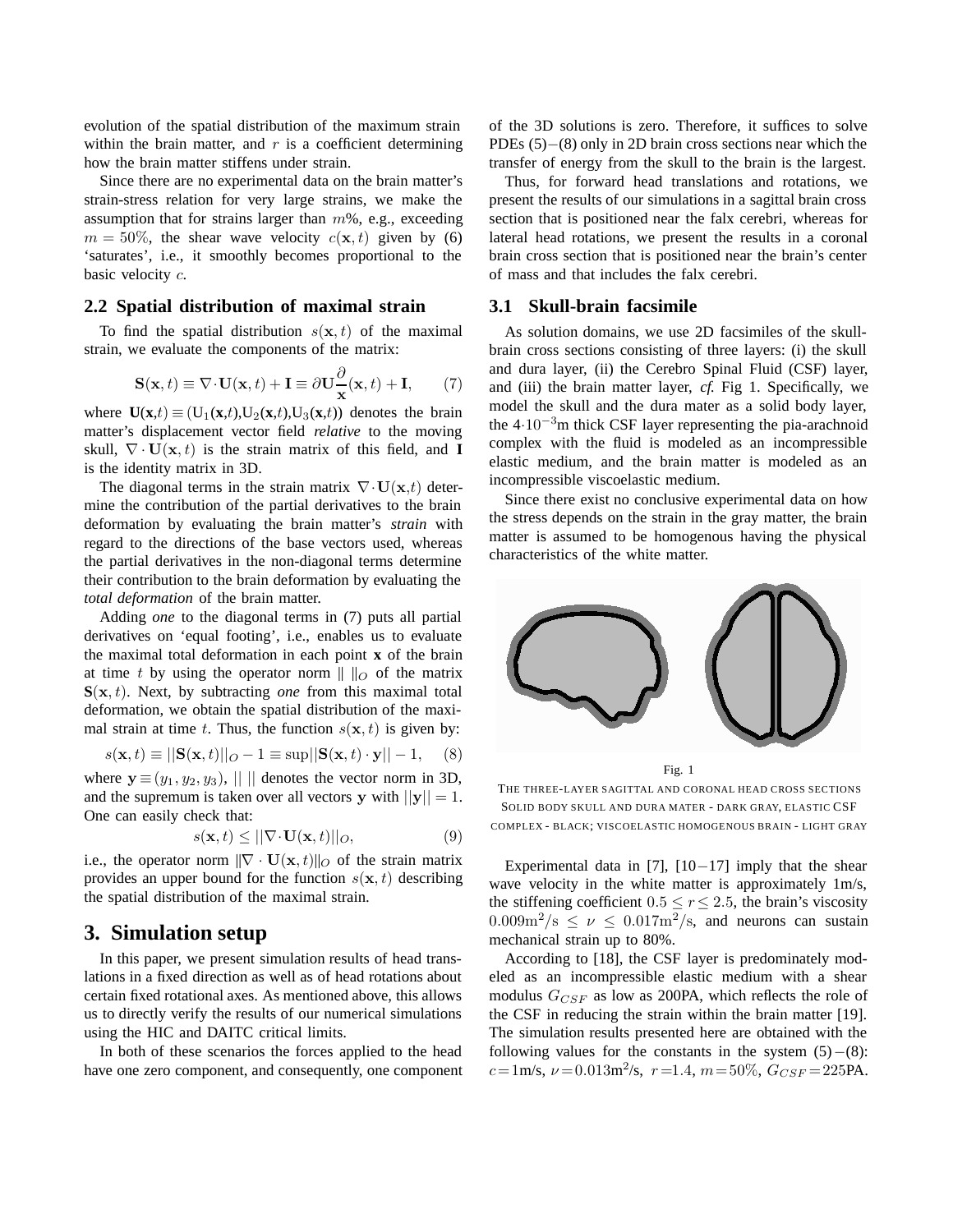evolution of the spatial distribution of the maximum strain within the brain matter, and $r$ is a coefficient determining how the brain matter stiffens under strain.

Since there are no experimental data on the brain matter's strain-stress relation for very large strains, we make the assumption that for strains larger than $m$%, e.g., exceeding $m = 50\%$, the shear wave velocity $c(\mathbf{x}, t)$ given by (6) 'saturates', i.e., it smoothly becomes proportional to the basic velocity $c$.

### 2.2 Spatial distribution of maximal strain

To find the spatial distribution $s(\mathbf{x}, t)$ of the maximal strain, we evaluate the components of the matrix:

$$\mathbf{S}(\mathbf{x}, t) \equiv \nabla \cdot \mathbf{U}(\mathbf{x}, t) + \mathbf{I} \equiv \partial \mathbf{U} \frac{\partial}{\mathbf{x}}(\mathbf{x}, t) + \mathbf{I}, \qquad (7)$$

where $\mathbf{U}(\mathbf{x},t) \equiv (\mathrm{U}_1(\mathbf{x},t), \mathrm{U}_2(\mathbf{x},t), \mathrm{U}_3(\mathbf{x},t))$ denotes the brain matter's displacement vector field *relative* to the moving skull, $\nabla \cdot \mathbf{U}(\mathbf{x}, t)$ is the strain matrix of this field, and $\mathbf{I}$ is the identity matrix in 3D.

The diagonal terms in the strain matrix $\nabla \cdot \mathbf{U}(\mathbf{x},t)$ determine the contribution of the partial derivatives to the brain deformation by evaluating the brain matter's *strain* with regard to the directions of the base vectors used, whereas the partial derivatives in the non-diagonal terms determine their contribution to the brain deformation by evaluating the *total deformation* of the brain matter.

Adding *one* to the diagonal terms in (7) puts all partial derivatives on 'equal footing', i.e., enables us to evaluate the maximal total deformation in each point $\mathbf{x}$ of the brain at time $t$ by using the operator norm $\| \, \|_O$ of the matrix $\mathbf{S}(\mathbf{x}, t)$. Next, by subtracting *one* from this maximal total deformation, we obtain the spatial distribution of the maximal strain at time $t$. Thus, the function $s(\mathbf{x}, t)$ is given by:

$$s(\mathbf{x}, t) \equiv ||\mathbf{S}(\mathbf{x}, t)||_O - 1 \equiv \sup ||\mathbf{S}(\mathbf{x}, t) \cdot \mathbf{y}|| - 1, \qquad (8)$$

where $\mathbf{y} \equiv (y_1, y_2, y_3)$, $|| \, ||$ denotes the vector norm in 3D, and the supremum is taken over all vectors $\mathbf{y}$ with $||\mathbf{y}|| = 1$. One can easily check that:

$$s(\mathbf{x}, t) \leq ||\nabla \cdot \mathbf{U}(\mathbf{x}, t)||_O, \qquad (9)$$

i.e., the operator norm $\|\nabla \cdot \mathbf{U}(\mathbf{x}, t)\|_O$ of the strain matrix provides an upper bound for the function $s(\mathbf{x}, t)$ describing the spatial distribution of the maximal strain.

## 3. Simulation setup

In this paper, we present simulation results of head translations in a fixed direction as well as of head rotations about certain fixed rotational axes. As mentioned above, this allows us to directly verify the results of our numerical simulations using the HIC and DAITC critical limits.

In both of these scenarios the forces applied to the head have one zero component, and consequently, one component of the 3D solutions is zero. Therefore, it suffices to solve PDEs (5)−(8) only in 2D brain cross sections near which the transfer of energy from the skull to the brain is the largest.

Thus, for forward head translations and rotations, we present the results of our simulations in a sagittal brain cross section that is positioned near the falx cerebri, whereas for lateral head rotations, we present the results in a coronal brain cross section that is positioned near the brain's center of mass and that includes the falx cerebri.

### 3.1 Skull-brain facsimile

As solution domains, we use 2D facsimiles of the skull-brain cross sections consisting of three layers: (i) the skull and dura layer, (ii) the Cerebro Spinal Fluid (CSF) layer, and (iii) the brain matter layer, *cf.* Fig 1. Specifically, we model the skull and the dura mater as a solid body layer, the $4 \cdot 10^{-3}$m thick CSF layer representing the pia-arachnoid complex with the fluid is modeled as an incompressible elastic medium, and the brain matter is modeled as an incompressible viscoelastic medium.

Since there exist no conclusive experimental data on how the stress depends on the strain in the gray matter, the brain matter is assumed to be homogenous having the physical characteristics of the white matter.

Fig. 1

THE THREE-LAYER SAGITTAL AND CORONAL HEAD CROSS SECTIONS
SOLID BODY SKULL AND DURA MATER - DARK GRAY, ELASTIC CSF COMPLEX - BLACK; VISCOELASTIC HOMOGENOUS BRAIN - LIGHT GRAY

Experimental data in [7], [10−17] imply that the shear wave velocity in the white matter is approximately 1m/s, the stiffening coefficient $0.5 \leq r \leq 2.5$, the brain's viscosity $0.009\mathrm{m}^2/\mathrm{s} \leq \nu \leq 0.017\mathrm{m}^2/\mathrm{s}$, and neurons can sustain mechanical strain up to 80%.

According to [18], the CSF layer is predominately modeled as an incompressible elastic medium with a shear modulus $G_{CSF}$ as low as 200PA, which reflects the role of the CSF in reducing the strain within the brain matter [19]. The simulation results presented here are obtained with the following values for the constants in the system (5)−(8): $c = 1$m/s, $\nu = 0.013\mathrm{m}^2/\mathrm{s}$, $r = 1.4$, $m = 50\%$, $G_{CSF} = 225$PA.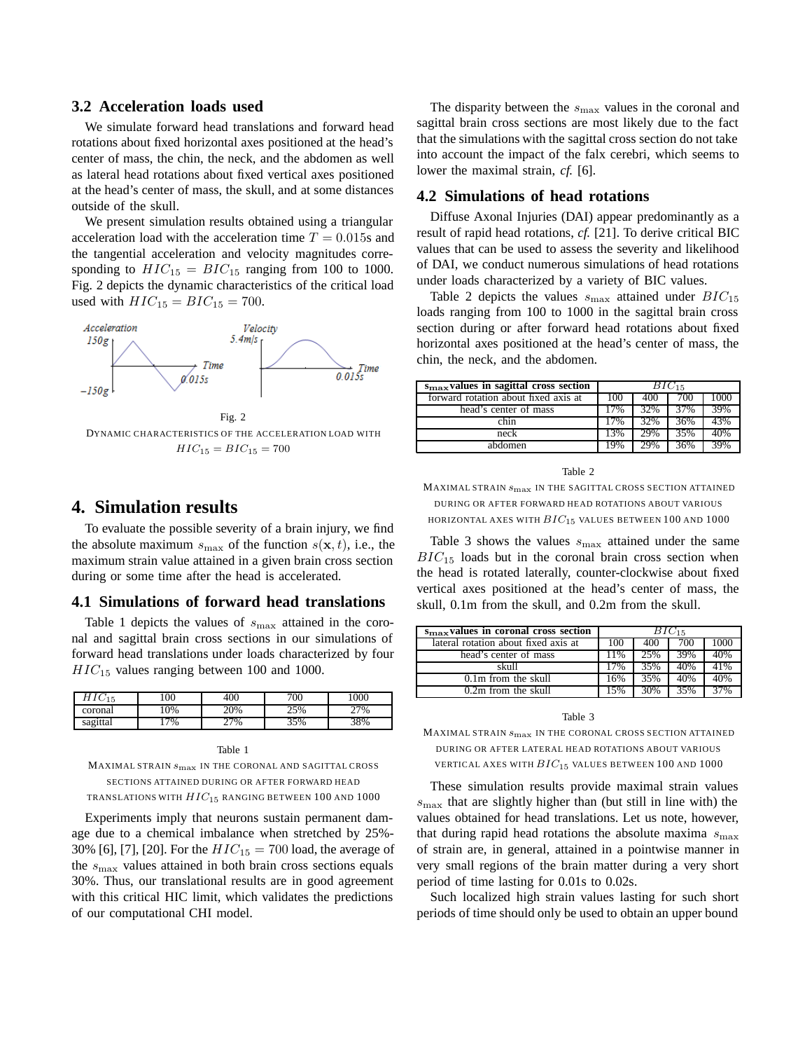### 3.2 Acceleration loads used

We simulate forward head translations and forward head rotations about fixed horizontal axes positioned at the head's center of mass, the chin, the neck, and the abdomen as well as lateral head rotations about fixed vertical axes positioned at the head's center of mass, the skull, and at some distances outside of the skull.

We present simulation results obtained using a triangular acceleration load with the acceleration time $T = 0.015$s and the tangential acceleration and velocity magnitudes corresponding to $HIC_{15} = BIC_{15}$ ranging from 100 to 1000. Fig. 2 depicts the dynamic characteristics of the critical load used with $HIC_{15} = BIC_{15} = 700$.

Fig. 2

DYNAMIC CHARACTERISTICS OF THE ACCELERATION LOAD WITH $HIC_{15} = BIC_{15} = 700$

## 4. Simulation results

To evaluate the possible severity of a brain injury, we find the absolute maximum $s_{\max}$ of the function $s(\mathbf{x}, t)$, i.e., the maximum strain value attained in a given brain cross section during or some time after the head is accelerated.

### 4.1 Simulations of forward head translations

Table 1 depicts the values of $s_{\max}$ attained in the coronal and sagittal brain cross sections in our simulations of forward head translations under loads characterized by four $HIC_{15}$ values ranging between 100 and 1000.

| $HIC_{15}$ | 100 | 400 | 700 | 1000 |
|---|---|---|---|---|
| coronal | 10% | 20% | 25% | 27% |
| sagittal | 17% | 27% | 35% | 38% |

Table 1

MAXIMAL STRAIN $s_{\max}$ IN THE CORONAL AND SAGITTAL CROSS SECTIONS ATTAINED DURING OR AFTER FORWARD HEAD TRANSLATIONS WITH $HIC_{15}$ RANGING BETWEEN 100 AND 1000

Experiments imply that neurons sustain permanent damage due to a chemical imbalance when stretched by 25%-30% [6], [7], [20]. For the $HIC_{15} = 700$ load, the average of the $s_{\max}$ values attained in both brain cross sections equals 30%. Thus, our translational results are in good agreement with this critical HIC limit, which validates the predictions of our computational CHI model.

The disparity between the $s_{\max}$ values in the coronal and sagittal brain cross sections are most likely due to the fact that the simulations with the sagittal cross section do not take into account the impact of the falx cerebri, which seems to lower the maximal strain, *cf.* [6].

### 4.2 Simulations of head rotations

Diffuse Axonal Injuries (DAI) appear predominantly as a result of rapid head rotations, *cf.* [21]. To derive critical BIC values that can be used to assess the severity and likelihood of DAI, we conduct numerous simulations of head rotations under loads characterized by a variety of BIC values.

Table 2 depicts the values $s_{\max}$ attained under $BIC_{15}$ loads ranging from 100 to 1000 in the sagittal brain cross section during or after forward head rotations about fixed horizontal axes positioned at the head's center of mass, the chin, the neck, and the abdomen.

| $s_{\max}$ values in sagittal cross section | $BIC_{15}$ | | | |
|---|---|---|---|---|
| forward rotation about fixed axis at | 100 | 400 | 700 | 1000 |
| head's center of mass | 17% | 32% | 37% | 39% |
| chin | 17% | 32% | 36% | 43% |
| neck | 13% | 29% | 35% | 40% |
| abdomen | 19% | 29% | 36% | 39% |

Table 2

MAXIMAL STRAIN $s_{\max}$ IN THE SAGITTAL CROSS SECTION ATTAINED DURING OR AFTER FORWARD HEAD ROTATIONS ABOUT VARIOUS HORIZONTAL AXES WITH $BIC_{15}$ VALUES BETWEEN 100 AND 1000

Table 3 shows the values $s_{\max}$ attained under the same $BIC_{15}$ loads but in the coronal brain cross section when the head is rotated laterally, counter-clockwise about fixed vertical axes positioned at the head's center of mass, the skull, 0.1m from the skull, and 0.2m from the skull.

| $s_{\max}$ values in coronal cross section | $BIC_{15}$ | | | |
|---|---|---|---|---|
| lateral rotation about fixed axis at | 100 | 400 | 700 | 1000 |
| head's center of mass | 11% | 25% | 39% | 40% |
| skull | 17% | 35% | 40% | 41% |
| 0.1m from the skull | 16% | 35% | 40% | 40% |
| 0.2m from the skull | 15% | 30% | 35% | 37% |

Table 3

MAXIMAL STRAIN $s_{\max}$ IN THE CORONAL CROSS SECTION ATTAINED DURING OR AFTER LATERAL HEAD ROTATIONS ABOUT VARIOUS VERTICAL AXES WITH $BIC_{15}$ VALUES BETWEEN 100 AND 1000

These simulation results provide maximal strain values $s_{\max}$ that are slightly higher than (but still in line with) the values obtained for head translations. Let us note, however, that during rapid head rotations the absolute maxima $s_{\max}$ of strain are, in general, attained in a pointwise manner in very small regions of the brain matter during a very short period of time lasting for 0.01s to 0.02s.

Such localized high strain values lasting for such short periods of time should only be used to obtain an upper bound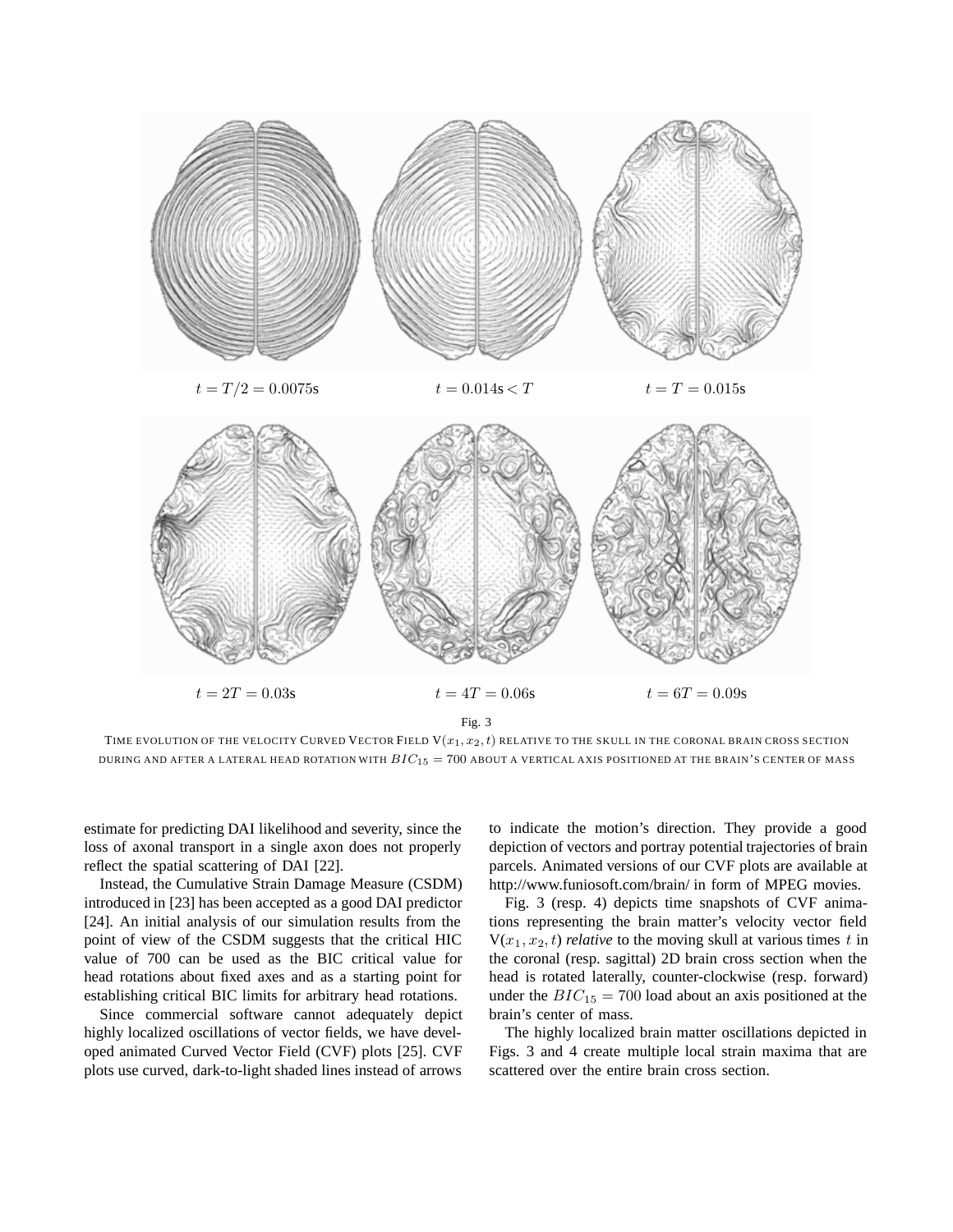$t = T/2 = 0.0075$s $\quad$ $t = 0.014$s $< T$ $\quad$ $t = T = 0.015$s

$t = 2T = 0.03$s $\quad$ $t = 4T = 0.06$s $\quad$ $t = 6T = 0.09$s

Fig. 3

TIME EVOLUTION OF THE VELOCITY CURVED VECTOR FIELD $V(x_1, x_2, t)$ RELATIVE TO THE SKULL IN THE CORONAL BRAIN CROSS SECTION DURING AND AFTER A LATERAL HEAD ROTATION WITH $BIC_{15} = 700$ ABOUT A VERTICAL AXIS POSITIONED AT THE BRAIN'S CENTER OF MASS

estimate for predicting DAI likelihood and severity, since the loss of axonal transport in a single axon does not properly reflect the spatial scattering of DAI [22].

Instead, the Cumulative Strain Damage Measure (CSDM) introduced in [23] has been accepted as a good DAI predictor [24]. An initial analysis of our simulation results from the point of view of the CSDM suggests that the critical HIC value of 700 can be used as the BIC critical value for head rotations about fixed axes and as a starting point for establishing critical BIC limits for arbitrary head rotations.

Since commercial software cannot adequately depict highly localized oscillations of vector fields, we have developed animated Curved Vector Field (CVF) plots [25]. CVF plots use curved, dark-to-light shaded lines instead of arrows to indicate the motion's direction. They provide a good depiction of vectors and portray potential trajectories of brain parcels. Animated versions of our CVF plots are available at http://www.funiosoft.com/brain/ in form of MPEG movies.

Fig. 3 (resp. 4) depicts time snapshots of CVF animations representing the brain matter's velocity vector field $V(x_1, x_2, t)$ *relative* to the moving skull at various times $t$ in the coronal (resp. sagittal) 2D brain cross section when the head is rotated laterally, counter-clockwise (resp. forward) under the $BIC_{15} = 700$ load about an axis positioned at the brain's center of mass.

The highly localized brain matter oscillations depicted in Figs. 3 and 4 create multiple local strain maxima that are scattered over the entire brain cross section.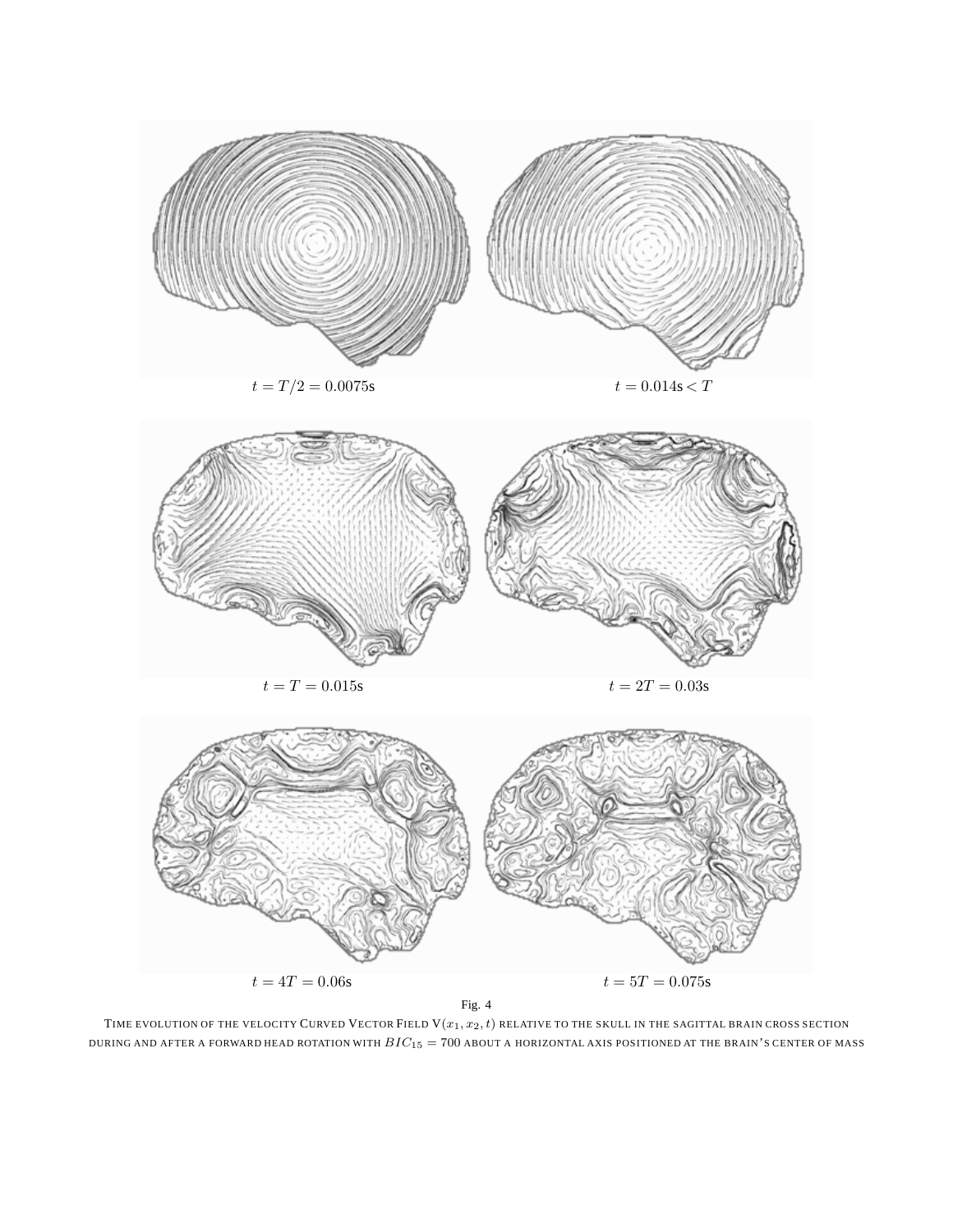$t = T/2 = 0.0075\text{s}$

$t = 0.014\text{s} < T$

$t = T = 0.015\text{s}$

$t = 2T = 0.03\text{s}$

$t = 4T = 0.06\text{s}$

$t = 5T = 0.075\text{s}$

Fig. 4

TIME EVOLUTION OF THE VELOCITY CURVED VECTOR FIELD $\mathrm{V}(x_1, x_2, t)$ RELATIVE TO THE SKULL IN THE SAGITTAL BRAIN CROSS SECTION DURING AND AFTER A FORWARD HEAD ROTATION WITH $BIC_{15} = 700$ ABOUT A HORIZONTAL AXIS POSITIONED AT THE BRAIN'S CENTER OF MASS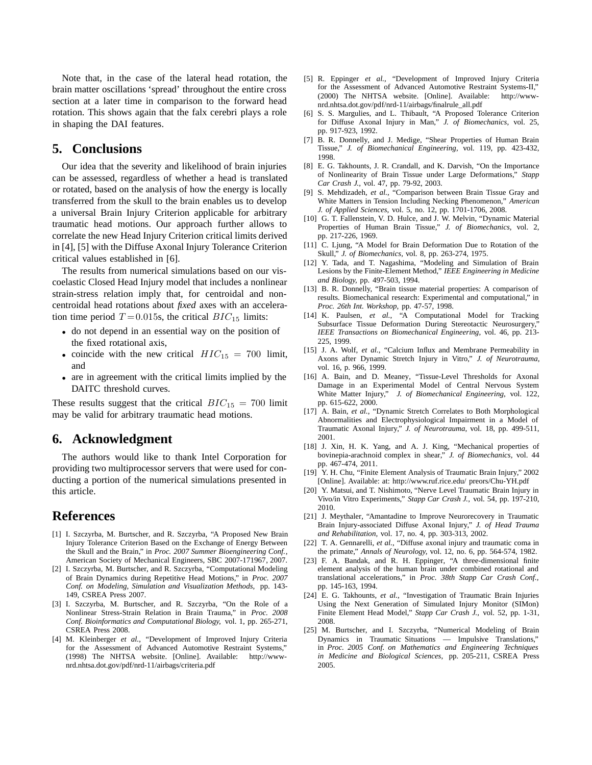Note that, in the case of the lateral head rotation, the brain matter oscillations 'spread' throughout the entire cross section at a later time in comparison to the forward head rotation. This shows again that the falx cerebri plays a role in shaping the DAI features.

## 5. Conclusions

Our idea that the severity and likelihood of brain injuries can be assessed, regardless of whether a head is translated or rotated, based on the analysis of how the energy is locally transferred from the skull to the brain enables us to develop a universal Brain Injury Criterion applicable for arbitrary traumatic head motions. Our approach further allows to correlate the new Head Injury Criterion critical limits derived in [4], [5] with the Diffuse Axonal Injury Tolerance Criterion critical values established in [6].

The results from numerical simulations based on our viscoelastic Closed Head Injury model that includes a nonlinear strain-stress relation imply that, for centroidal and non-centroidal head rotations about *fixed* axes with an acceleration time period $T = 0.015$s, the critical $BIC_{15}$ limits:

- do not depend in an essential way on the position of the fixed rotational axis,
- coincide with the new critical $HIC_{15} = 700$ limit, and
- are in agreement with the critical limits implied by the DAITC threshold curves.

These results suggest that the critical $BIC_{15} = 700$ limit may be valid for arbitrary traumatic head motions.

## 6. Acknowledgment

The authors would like to thank Intel Corporation for providing two multiprocessor servers that were used for conducting a portion of the numerical simulations presented in this article.

## References

[1] I. Szczyrba, M. Burtscher, and R. Szczyrba, "A Proposed New Brain Injury Tolerance Criterion Based on the Exchange of Energy Between the Skull and the Brain," in *Proc. 2007 Summer Bioengineering Conf.*, American Society of Mechanical Engineers, SBC 2007-171967, 2007.

[2] I. Szczyrba, M. Burtscher, and R. Szczyrba, "Computational Modeling of Brain Dynamics during Repetitive Head Motions," in *Proc. 2007 Conf. on Modeling, Simulation and Visualization Methods,* pp. 143-149, CSREA Press 2007.

[3] I. Szczyrba, M. Burtscher, and R. Szczyrba, "On the Role of a Nonlinear Stress-Strain Relation in Brain Trauma," in *Proc. 2008 Conf. Bioinformatics and Computational Biology,* vol. 1, pp. 265-271, CSREA Press 2008.

[4] M. Kleinberger *et al.*, "Development of Improved Injury Criteria for the Assessment of Advanced Automotive Restraint Systems," (1998) The NHTSA website. [Online]. Available: http://www-nrd.nhtsa.dot.gov/pdf/nrd-11/airbags/criteria.pdf

[5] R. Eppinger *et al.*, "Development of Improved Injury Criteria for the Assessment of Advanced Automotive Restraint Systems-II," (2000) The NHTSA website. [Online]. Available: http://www-nrd.nhtsa.dot.gov/pdf/nrd-11/airbags/finalrule_all.pdf

[6] S. S. Margulies, and L. Thibault, "A Proposed Tolerance Criterion for Diffuse Axonal Injury in Man," *J. of Biomechanics,* vol. 25, pp. 917-923, 1992.

[7] B. R. Donnelly, and J. Medige, "Shear Properties of Human Brain Tissue," *J. of Biomechanical Engineering,* vol. 119, pp. 423-432, 1998.

[8] E. G. Takhounts, J. R. Crandall, and K. Darvish, "On the Importance of Nonlinearity of Brain Tissue under Large Deformations," *Stapp Car Crash J.*, vol. 47, pp. 79-92, 2003.

[9] S. Mehdizadeh, *et al.*, "Comparison between Brain Tissue Gray and White Matters in Tension Including Necking Phenomenon," *American J. of Applied Sciences,* vol. 5, no. 12, pp. 1701-1706, 2008.

[10] G. T. Fallenstein, V. D. Hulce, and J. W. Melvin, "Dynamic Material Properties of Human Brain Tissue," *J. of Biomechanics,* vol. 2, pp. 217-226, 1969.

[11] C. Ljung, "A Model for Brain Deformation Due to Rotation of the Skull," *J. of Biomechanics,* vol. 8, pp. 263-274, 1975.

[12] Y. Tada, and T. Nagashima, "Modeling and Simulation of Brain Lesions by the Finite-Element Method," *IEEE Engineering in Medicine and Biology,* pp. 497-503, 1994.

[13] B. R. Donnelly, "Brain tissue material properties: A comparison of results. Biomechanical research: Experimental and computational," in *Proc. 26th Int. Workshop,* pp. 47-57, 1998.

[14] K. Paulsen, *et al.*, "A Computational Model for Tracking Subsurface Tissue Deformation During Stereotactic Neurosurgery," *IEEE Transactions on Biomechanical Engineering,* vol. 46, pp. 213-225, 1999.

[15] J. A. Wolf, *et al.*, "Calcium Influx and Membrane Permeability in Axons after Dynamic Stretch Injury in Vitro," *J. of Neurotrauma,* vol. 16, p. 966, 1999.

[16] A. Bain, and D. Meaney, "Tissue-Level Thresholds for Axonal Damage in an Experimental Model of Central Nervous System White Matter Injury," *J. of Biomechanical Engineering,* vol. 122, pp. 615-622, 2000.

[17] A. Bain, *et al.*, "Dynamic Stretch Correlates to Both Morphological Abnormalities and Electrophysiological Impairment in a Model of Traumatic Axonal Injury," *J. of Neurotrauma,* vol. 18, pp. 499-511, 2001.

[18] J. Xin, H. K. Yang, and A. J. King, "Mechanical properties of bovinepia-arachnoid complex in shear," *J. of Biomechanics,* vol. 44 pp. 467-474, 2011.

[19] Y. H. Chu, "Finite Element Analysis of Traumatic Brain Injury," 2002 [Online]. Available: at: http://www.ruf.rice.edu/ preors/Chu-YH.pdf

[20] Y. Matsui, and T. Nishimoto, "Nerve Level Traumatic Brain Injury in Vivo/in Vitro Experiments," *Stapp Car Crash J.*, vol. 54, pp. 197-210, 2010.

[21] J. Meythaler, "Amantadine to Improve Neurorecovery in Traumatic Brain Injury-associated Diffuse Axonal Injury," *J. of Head Trauma and Rehabilitation,* vol. 17, no. 4, pp. 303-313, 2002.

[22] T. A. Gennarelli, *et al.*, "Diffuse axonal injury and traumatic coma in the primate," *Annals of Neurology,* vol. 12, no. 6, pp. 564-574, 1982.

[23] F. A. Bandak, and R. H. Eppinger, "A three-dimensional finite element analysis of the human brain under combined rotational and translational accelerations," in *Proc. 38th Stapp Car Crash Conf.,* pp. 145-163, 1994.

[24] E. G. Takhounts, *et al.*, "Investigation of Traumatic Brain Injuries Using the Next Generation of Simulated Injury Monitor (SIMon) Finite Element Head Model," *Stapp Car Crash J.*, vol. 52, pp. 1-31, 2008.

[25] M. Burtscher, and I. Szczyrba, "Numerical Modeling of Brain Dynamics in Traumatic Situations — Impulsive Translations," in *Proc. 2005 Conf. on Mathematics and Engineering Techniques in Medicine and Biological Sciences,* pp. 205-211, CSREA Press 2005.